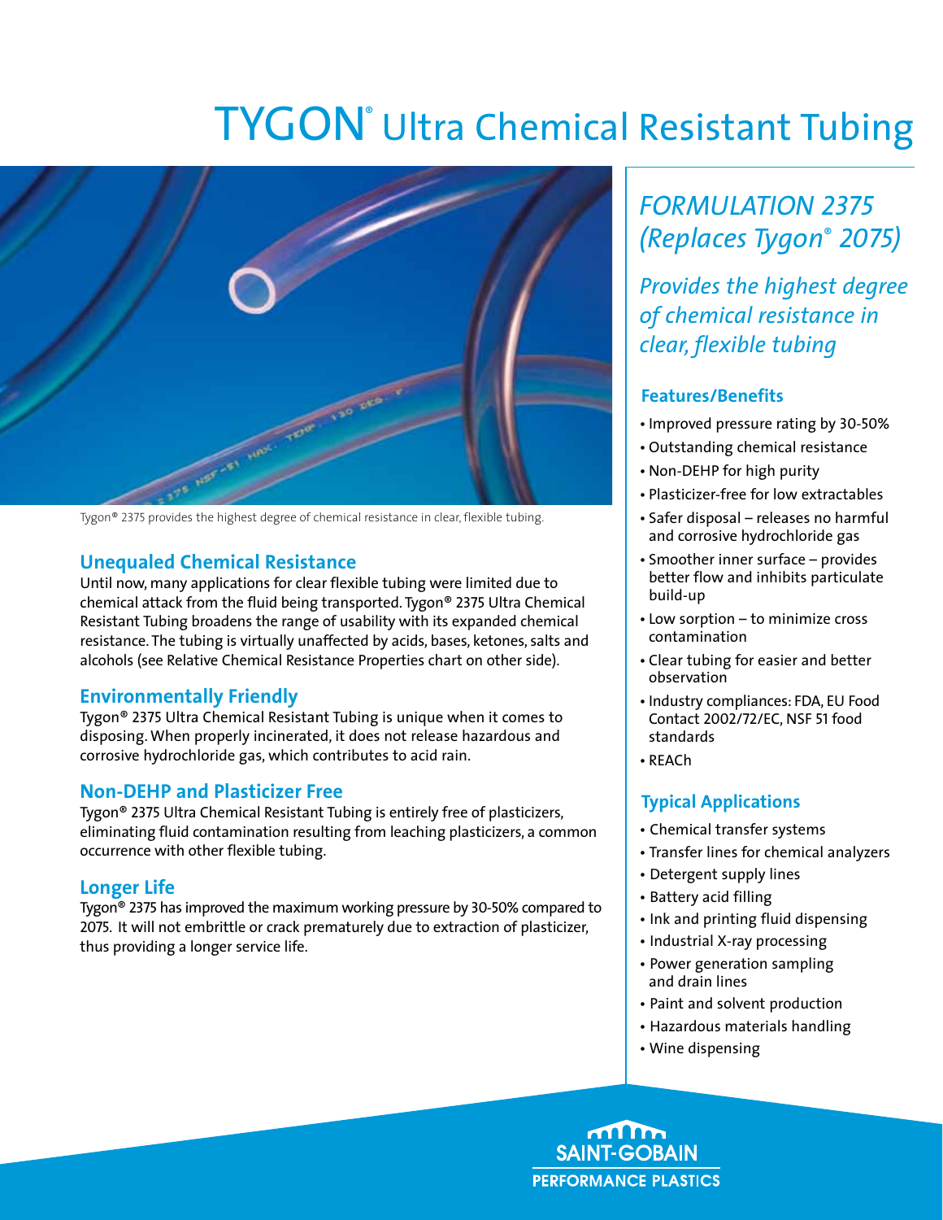# TYGON® Ultra Chemical Resistant Tubing

Tygon® 2375 provides the highest degree of chemical resistance in clear, flexible tubing.

## Unequaled Chemical Resistance

Until now, many applications for clear flexible tubing were limited due to chemical attack from the fluid being transported. Tygon® 2375 Ultra Chemical Resistant Tubing broadens the range of usability with its expanded chemical resistance. The tubing is virtually unaffected by acids, bases, ketones, salts and alcohols (see Relative Chemical Resistance Properties chart on other side).

## Environmentally Friendly

Tygon® 2375 Ultra Chemical Resistant Tubing is unique when it comes to disposing. When properly incinerated, it does not release hazardous and corrosive hydrochloride gas, which contributes to acid rain.

## Non-DEHP and Plasticizer Free

Tygon® 2375 Ultra Chemical Resistant Tubing is entirely free of plasticizers, eliminating fluid contamination resulting from leaching plasticizers, a common occurrence with other flexible tubing.

## Longer Life

Tygon® 2375 has improved the maximum working pressure by 30-50% compared to 2075. It will not embrittle or crack prematurely due to extraction of plasticizer, thus providing a longer service life.

## *FORMULATION 2375 (Replaces Tygon® 2075)*

*Provides the highest degree of chemical resistance in clear, flexible tubing*

### Features/Benefits

- Improved pressure rating by 30-50%
- Outstanding chemical resistance
- Non-DEHP for high purity
- Plasticizer-free for low extractables
- Safer disposal – releases no harmful and corrosive hydrochloride gas
- Smoother inner surface – provides better flow and inhibits particulate build-up
- Low sorption – to minimize cross contamination
- Clear tubing for easier and better observation
- Industry compliances: FDA, EU Food Contact 2002/72/EC, NSF 51 food standards
- REACh

### Typical Applications

- Chemical transfer systems
- Transfer lines for chemical analyzers
- Detergent supply lines
- Battery acid filling
- Ink and printing fluid dispensing
- Industrial X-ray processing
- Power generation sampling and drain lines
- Paint and solvent production
- Hazardous materials handling
- Wine dispensing

SAINT-GOBAIN PERFORMANCE PLASTICS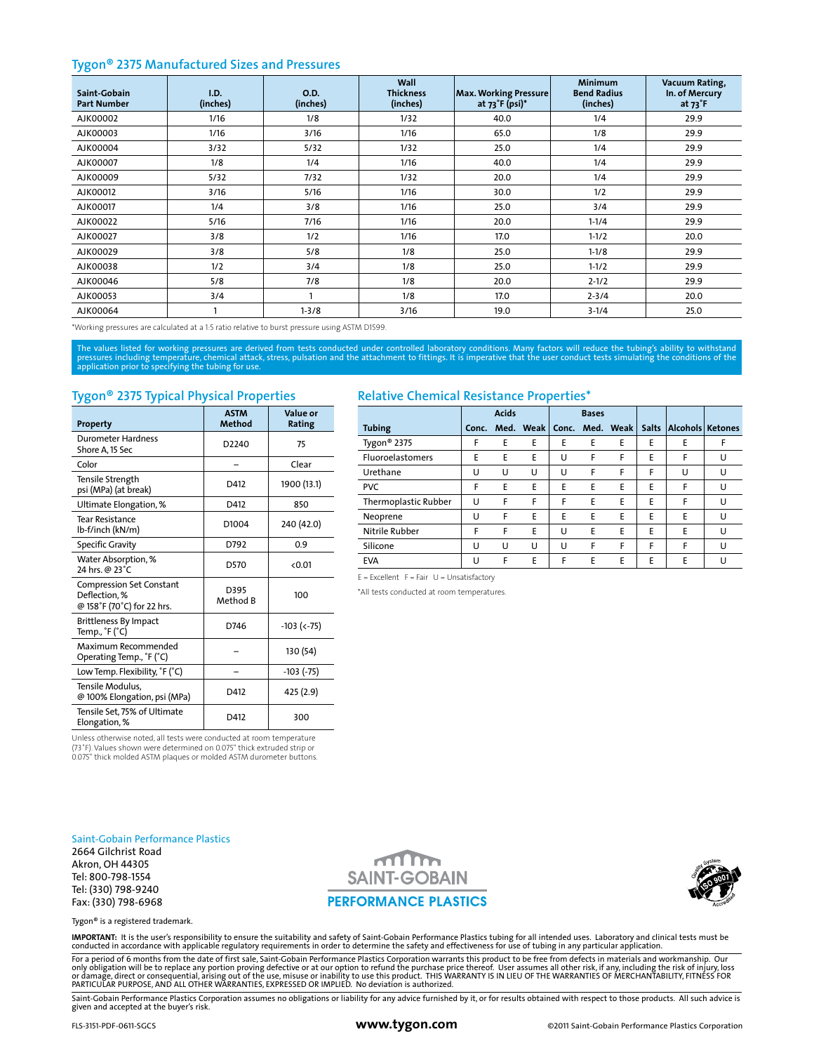## Tygon® 2375 Manufactured Sizes and Pressures

| Saint-Gobain Part Number | I.D. (inches) | O.D. (inches) | Wall Thickness (inches) | Max. Working Pressure at 73°F (psi)* | Minimum Bend Radius (inches) | Vacuum Rating, In. of Mercury at 73°F |
|---|---|---|---|---|---|---|
| AJK00002 | 1/16 | 1/8 | 1/32 | 40.0 | 1/4 | 29.9 |
| AJK00003 | 1/16 | 3/16 | 1/16 | 65.0 | 1/8 | 29.9 |
| AJK00004 | 3/32 | 5/32 | 1/32 | 25.0 | 1/4 | 29.9 |
| AJK00007 | 1/8 | 1/4 | 1/16 | 40.0 | 1/4 | 29.9 |
| AJK00009 | 5/32 | 7/32 | 1/32 | 20.0 | 1/4 | 29.9 |
| AJK00012 | 3/16 | 5/16 | 1/16 | 30.0 | 1/2 | 29.9 |
| AJK00017 | 1/4 | 3/8 | 1/16 | 25.0 | 3/4 | 29.9 |
| AJK00022 | 5/16 | 7/16 | 1/16 | 20.0 | 1-1/4 | 29.9 |
| AJK00027 | 3/8 | 1/2 | 1/16 | 17.0 | 1-1/2 | 20.0 |
| AJK00029 | 3/8 | 5/8 | 1/8 | 25.0 | 1-1/8 | 29.9 |
| AJK00038 | 1/2 | 3/4 | 1/8 | 25.0 | 1-1/2 | 29.9 |
| AJK00046 | 5/8 | 7/8 | 1/8 | 20.0 | 2-1/2 | 29.9 |
| AJK00053 | 3/4 | 1 | 1/8 | 17.0 | 2-3/4 | 20.0 |
| AJK00064 | 1 | 1-3/8 | 3/16 | 19.0 | 3-1/4 | 25.0 |

*Working pressures are calculated at a 1:5 ratio relative to burst pressure using ASTM D1599.

The values listed for working pressures are derived from tests conducted under controlled laboratory conditions. Many factors will reduce the tubing's ability to withstand pressures including temperature, chemical attack, stress, pulsation and the attachment to fittings. It is imperative that the user conduct tests simulating the conditions of the application prior to specifying the tubing for use.

## Tygon® 2375 Typical Physical Properties

| Property | ASTM Method | Value or Rating |
|---|---|---|
| Durometer Hardness Shore A, 15 Sec | D2240 | 75 |
| Color | – | Clear |
| Tensile Strength psi (MPa) (at break) | D412 | 1900 (13.1) |
| Ultimate Elongation, % | D412 | 850 |
| Tear Resistance lb-f/inch (kN/m) | D1004 | 240 (42.0) |
| Specific Gravity | D792 | 0.9 |
| Water Absorption, % 24 hrs. @ 23°C | D570 | <0.01 |
| Compression Set Constant Deflection, % @ 158°F (70°C) for 22 hrs. | D395 Method B | 100 |
| Brittleness By Impact Temp., °F (°C) | D746 | -103 (<-75) |
| Maximum Recommended Operating Temp., °F (°C) | – | 130 (54) |
| Low Temp. Flexibility, °F (°C) | – | -103 (-75) |
| Tensile Modulus, @ 100% Elongation, psi (MPa) | D412 | 425 (2.9) |
| Tensile Set, 75% of Ultimate Elongation, % | D412 | 300 |

Unless otherwise noted, all tests were conducted at room temperature (73°F). Values shown were determined on 0.075" thick extruded strip or 0.075" thick molded ASTM plaques or molded ASTM durometer buttons.

## Relative Chemical Resistance Properties*

| | Acids | | | Bases | | | | | |
|---|---|---|---|---|---|---|---|---|---|
| Tubing | Conc. | Med. | Weak | Conc. | Med. | Weak | Salts | Alcohols | Ketones |
| Tygon® 2375 | F | E | E | E | E | E | E | E | F |
| Fluoroelastomers | E | E | E | U | F | F | E | F | U |
| Urethane | U | U | U | U | F | F | F | U | U |
| PVC | F | E | E | E | E | E | E | F | U |
| Thermoplastic Rubber | U | F | F | F | E | E | E | F | U |
| Neoprene | U | F | E | E | E | E | E | E | U |
| Nitrile Rubber | F | F | E | U | E | E | E | E | U |
| Silicone | U | U | U | U | F | F | F | F | U |
| EVA | U | F | E | F | E | E | E | E | U |

E = Excellent F = Fair U = Unsatisfactory

*All tests conducted at room temperatures.

Saint-Gobain Performance Plastics
2664 Gilchrist Road
Akron, OH 44305
Tel: 800-798-1554
Tel: (330) 798-9240
Fax: (330) 798-6968

SAINT-GOBAIN PERFORMANCE PLASTICS

Tygon® is a registered trademark.

**IMPORTANT:** It is the user's responsibility to ensure the suitability and safety of Saint-Gobain Performance Plastics tubing for all intended uses. Laboratory and clinical tests must be conducted in accordance with applicable regulatory requirements in order to determine the safety and effectiveness for use of tubing in any particular application.

For a period of 6 months from the date of first sale, Saint-Gobain Performance Plastics Corporation warrants this product to be free from defects in materials and workmanship. Our only obligation will be to replace any portion proving defective or at our option to refund the purchase price thereof. User assumes all other risk, if any, including the risk of injury, loss or damage, direct or consequential, arising out of the use, misuse or inability to use this product. THIS WARRANTY IS IN LIEU OF THE WARRANTIES OF MERCHANTABILITY, FITNESS FOR PARTICULAR PURPOSE, AND ALL OTHER WARRANTIES, EXPRESSED OR IMPLIED. No deviation is authorized.

Saint-Gobain Performance Plastics Corporation assumes no obligations or liability for any advice furnished by it, or for results obtained with respect to those products. All such advice is given and accepted at the buyer's risk.

FLS-3151-PDF-0611-SGCS www.tygon.com ©2011 Saint-Gobain Performance Plastics Corporation